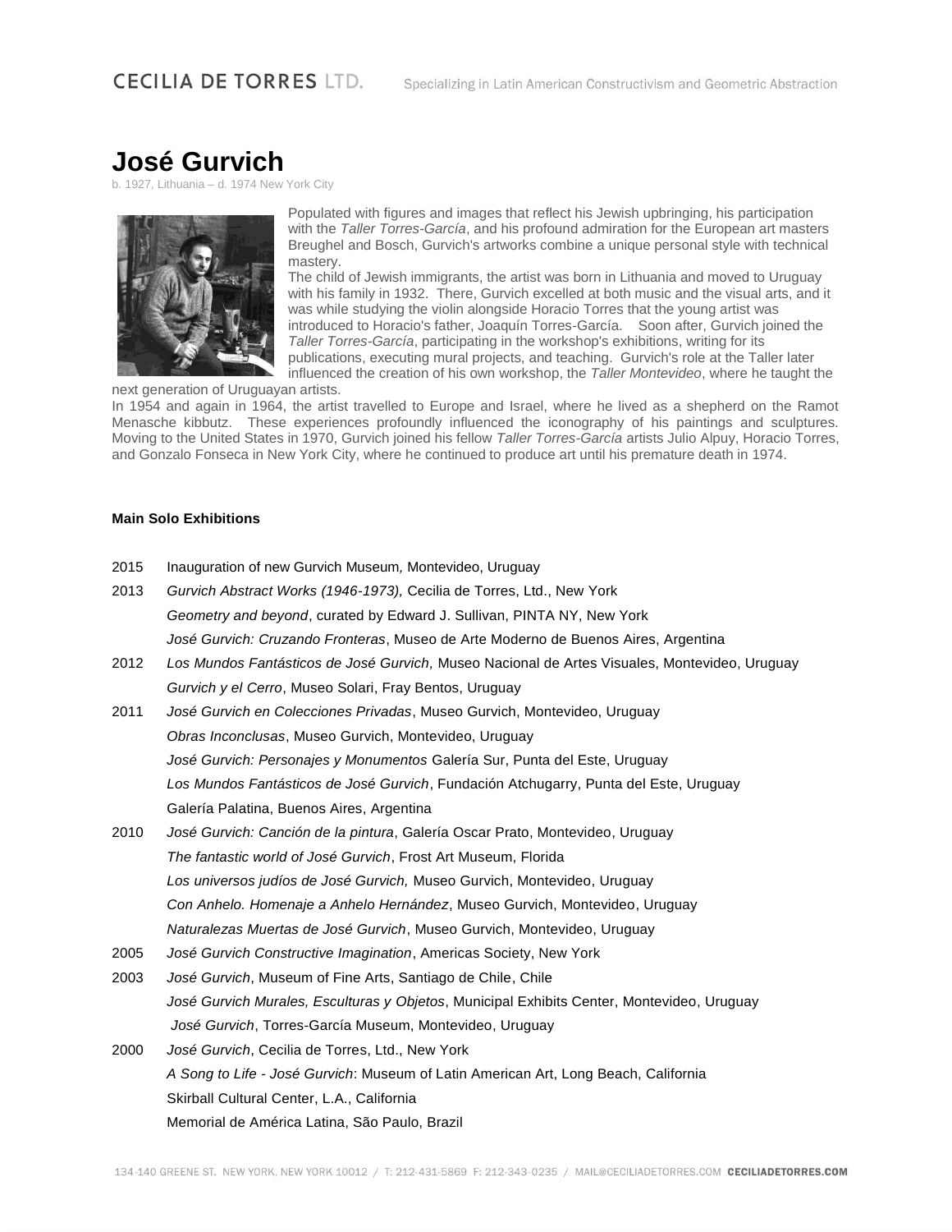# José Gurvich

b. 1927, Lithuania – d. 1974 New York City

Populated with figures and images that reflect his Jewish upbringing, his participation with the *Taller Torres-García*, and his profound admiration for the European art masters Breughel and Bosch, Gurvich's artworks combine a unique personal style with technical mastery.

The child of Jewish immigrants, the artist was born in Lithuania and moved to Uruguay with his family in 1932. There, Gurvich excelled at both music and the visual arts, and it was while studying the violin alongside Horacio Torres that the young artist was introduced to Horacio's father, Joaquín Torres-García. Soon after, Gurvich joined the *Taller Torres-García*, participating in the workshop's exhibitions, writing for its publications, executing mural projects, and teaching. Gurvich's role at the Taller later influenced the creation of his own workshop, the *Taller Montevideo*, where he taught the next generation of Uruguayan artists.

In 1954 and again in 1964, the artist travelled to Europe and Israel, where he lived as a shepherd on the Ramot Menasche kibbutz. These experiences profoundly influenced the iconography of his paintings and sculptures. Moving to the United States in 1970, Gurvich joined his fellow *Taller Torres-García* artists Julio Alpuy, Horacio Torres, and Gonzalo Fonseca in New York City, where he continued to produce art until his premature death in 1974.

**Main Solo Exhibitions**

2015 Inauguration of new Gurvich Museum, Montevideo, Uruguay

2013 *Gurvich Abstract Works (1946-1973),* Cecilia de Torres, Ltd., New York
*Geometry and beyond*, curated by Edward J. Sullivan, PINTA NY, New York
*José Gurvich: Cruzando Fronteras*, Museo de Arte Moderno de Buenos Aires, Argentina

2012 *Los Mundos Fantásticos de José Gurvich,* Museo Nacional de Artes Visuales, Montevideo, Uruguay
*Gurvich y el Cerro*, Museo Solari, Fray Bentos, Uruguay

2011 *José Gurvich en Colecciones Privadas*, Museo Gurvich, Montevideo, Uruguay
*Obras Inconclusas*, Museo Gurvich, Montevideo, Uruguay
*José Gurvich: Personajes y Monumentos* Galería Sur, Punta del Este, Uruguay
*Los Mundos Fantásticos de José Gurvich*, Fundación Atchugarry, Punta del Este, Uruguay
Galería Palatina, Buenos Aires, Argentina

2010 *José Gurvich: Canción de la pintura*, Galería Oscar Prato, Montevideo, Uruguay
*The fantastic world of José Gurvich*, Frost Art Museum, Florida
*Los universos judíos de José Gurvich,* Museo Gurvich, Montevideo, Uruguay
*Con Anhelo. Homenaje a Anhelo Hernández*, Museo Gurvich, Montevideo, Uruguay
*Naturalezas Muertas de José Gurvich*, Museo Gurvich, Montevideo, Uruguay

2005 *José Gurvich Constructive Imagination*, Americas Society, New York

2003 *José Gurvich*, Museum of Fine Arts, Santiago de Chile, Chile
*José Gurvich Murales, Esculturas y Objetos*, Municipal Exhibits Center, Montevideo, Uruguay
*José Gurvich*, Torres-García Museum, Montevideo, Uruguay

2000 *José Gurvich*, Cecilia de Torres, Ltd., New York
*A Song to Life - José Gurvich*: Museum of Latin American Art, Long Beach, California
Skirball Cultural Center, L.A., California
Memorial de América Latina, São Paulo, Brazil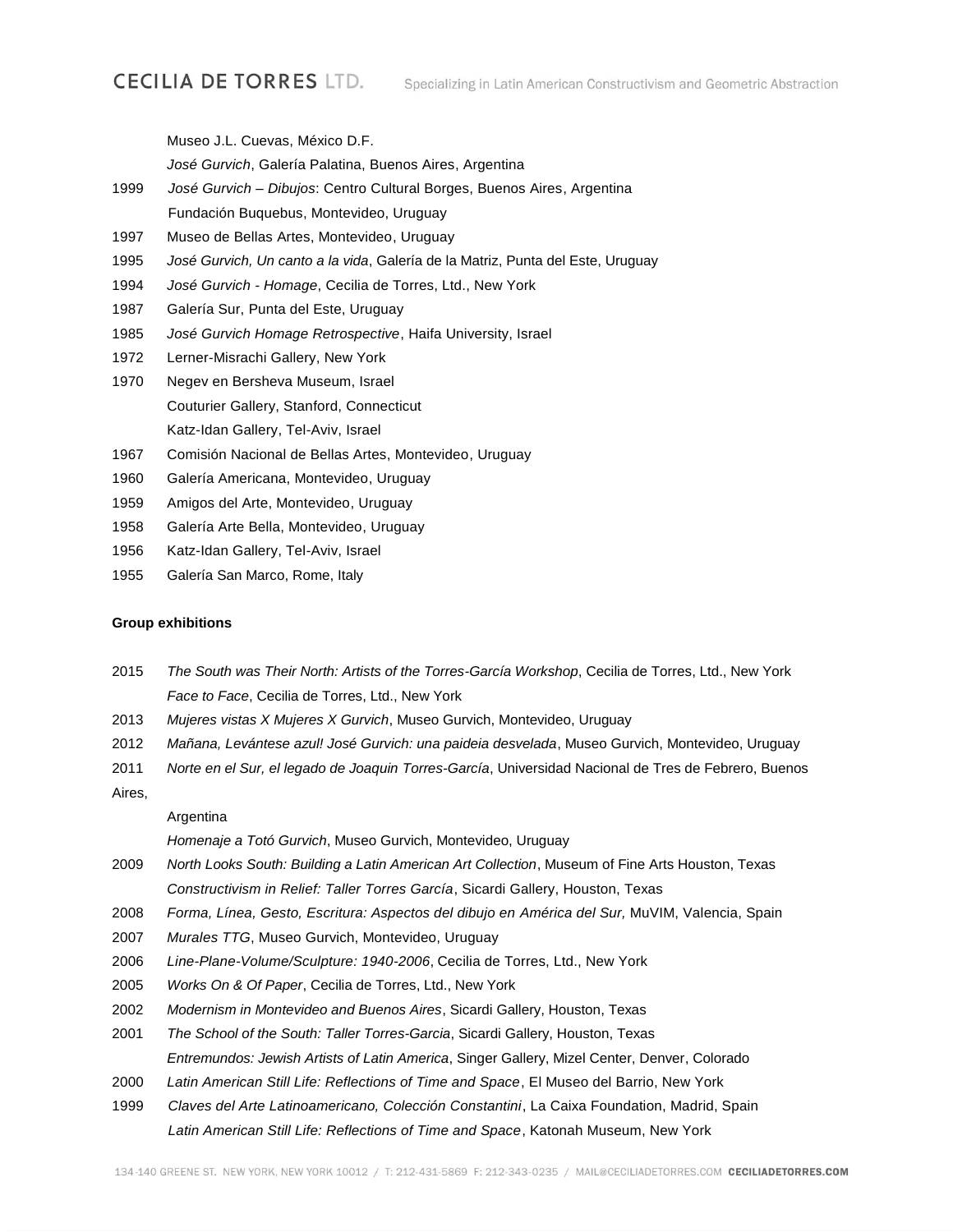Museo J.L. Cuevas, México D.F.

*José Gurvich*, Galería Palatina, Buenos Aires, Argentina

1999 *José Gurvich – Dibujos*: Centro Cultural Borges, Buenos Aires, Argentina

Fundación Buquebus, Montevideo, Uruguay

1997 Museo de Bellas Artes, Montevideo, Uruguay

1995 *José Gurvich, Un canto a la vida*, Galería de la Matriz, Punta del Este, Uruguay

1994 *José Gurvich - Homage*, Cecilia de Torres, Ltd., New York

1987 Galería Sur, Punta del Este, Uruguay

1985 *José Gurvich Homage Retrospective*, Haifa University, Israel

1972 Lerner-Misrachi Gallery, New York

1970 Negev en Bersheva Museum, Israel

Couturier Gallery, Stanford, Connecticut

Katz-Idan Gallery, Tel-Aviv, Israel

1967 Comisión Nacional de Bellas Artes, Montevideo, Uruguay

1960 Galería Americana, Montevideo, Uruguay

1959 Amigos del Arte, Montevideo, Uruguay

1958 Galería Arte Bella, Montevideo, Uruguay

1956 Katz-Idan Gallery, Tel-Aviv, Israel

1955 Galería San Marco, Rome, Italy

**Group exhibitions**

2015 *The South was Their North: Artists of the Torres-García Workshop*, Cecilia de Torres, Ltd., New York

*Face to Face*, Cecilia de Torres, Ltd., New York

2013 *Mujeres vistas X Mujeres X Gurvich*, Museo Gurvich, Montevideo, Uruguay

2012 *Mañana, Levántese azul! José Gurvich: una paideia desvelada*, Museo Gurvich, Montevideo, Uruguay

2011 *Norte en el Sur, el legado de Joaquin Torres-García*, Universidad Nacional de Tres de Febrero, Buenos Aires, Argentina

*Homenaje a Totó Gurvich*, Museo Gurvich, Montevideo, Uruguay

2009 *North Looks South: Building a Latin American Art Collection*, Museum of Fine Arts Houston, Texas

*Constructivism in Relief: Taller Torres García*, Sicardi Gallery, Houston, Texas

2008 *Forma, Línea, Gesto, Escritura: Aspectos del dibujo en América del Sur,* MuVIM, Valencia, Spain

2007 *Murales TTG*, Museo Gurvich, Montevideo, Uruguay

2006 *Line-Plane-Volume/Sculpture: 1940-2006*, Cecilia de Torres, Ltd., New York

2005 *Works On & Of Paper*, Cecilia de Torres, Ltd., New York

2002 *Modernism in Montevideo and Buenos Aires*, Sicardi Gallery, Houston, Texas

2001 *The School of the South: Taller Torres-Garcia*, Sicardi Gallery, Houston, Texas

*Entremundos: Jewish Artists of Latin America*, Singer Gallery, Mizel Center, Denver, Colorado

2000 *Latin American Still Life: Reflections of Time and Space*, El Museo del Barrio, New York

1999 *Claves del Arte Latinoamericano, Colección Constantini*, La Caixa Foundation, Madrid, Spain

*Latin American Still Life: Reflections of Time and Space*, Katonah Museum, New York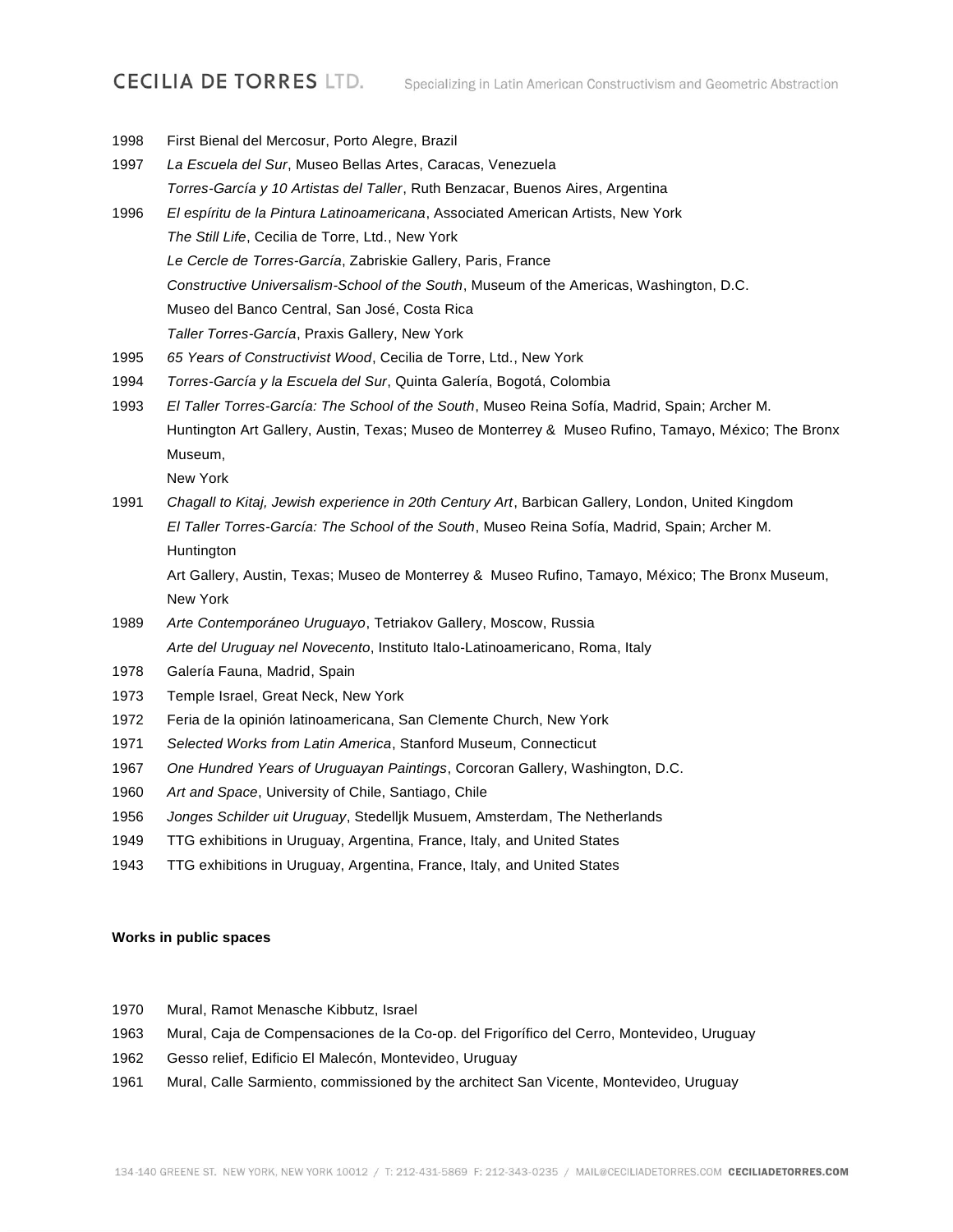1998 First Bienal del Mercosur, Porto Alegre, Brazil

1997 *La Escuela del Sur*, Museo Bellas Artes, Caracas, Venezuela
*Torres-García y 10 Artistas del Taller*, Ruth Benzacar, Buenos Aires, Argentina

1996 *El espíritu de la Pintura Latinoamericana*, Associated American Artists, New York
*The Still Life*, Cecilia de Torre, Ltd., New York
*Le Cercle de Torres-García*, Zabriskie Gallery, Paris, France
*Constructive Universalism-School of the South*, Museum of the Americas, Washington, D.C.
Museo del Banco Central, San José, Costa Rica
*Taller Torres-García*, Praxis Gallery, New York

1995 *65 Years of Constructivist Wood*, Cecilia de Torre, Ltd., New York

1994 *Torres-García y la Escuela del Sur*, Quinta Galería, Bogotá, Colombia

1993 *El Taller Torres-García: The School of the South*, Museo Reina Sofía, Madrid, Spain; Archer M. Huntington Art Gallery, Austin, Texas; Museo de Monterrey & Museo Rufino, Tamayo, México; The Bronx Museum, New York

1991 *Chagall to Kitaj, Jewish experience in 20th Century Art*, Barbican Gallery, London, United Kingdom
*El Taller Torres-García: The School of the South*, Museo Reina Sofía, Madrid, Spain; Archer M. Huntington Art Gallery, Austin, Texas; Museo de Monterrey & Museo Rufino, Tamayo, México; The Bronx Museum, New York

1989 *Arte Contemporáneo Uruguayo*, Tetriakov Gallery, Moscow, Russia
*Arte del Uruguay nel Novecento*, Instituto Italo-Latinoamericano, Roma, Italy

1978 Galería Fauna, Madrid, Spain

1973 Temple Israel, Great Neck, New York

1972 Feria de la opinión latinoamericana, San Clemente Church, New York

1971 *Selected Works from Latin America*, Stanford Museum, Connecticut

1967 *One Hundred Years of Uruguayan Paintings*, Corcoran Gallery, Washington, D.C.

1960 *Art and Space*, University of Chile, Santiago, Chile

1956 *Jonges Schilder uit Uruguay*, Stedelljk Musuem, Amsterdam, The Netherlands

1949 TTG exhibitions in Uruguay, Argentina, France, Italy, and United States

1943 TTG exhibitions in Uruguay, Argentina, France, Italy, and United States

**Works in public spaces**

1970 Mural, Ramot Menasche Kibbutz, Israel

1963 Mural, Caja de Compensaciones de la Co-op. del Frigorífico del Cerro, Montevideo, Uruguay

1962 Gesso relief, Edificio El Malecón, Montevideo, Uruguay

1961 Mural, Calle Sarmiento, commissioned by the architect San Vicente, Montevideo, Uruguay